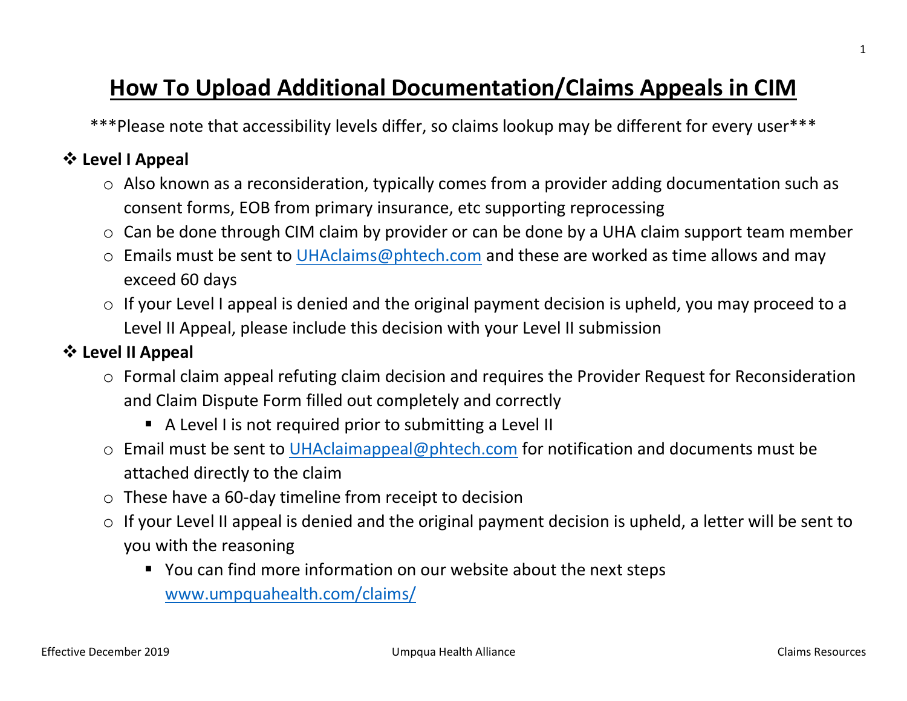# How To Upload Additional Documentation/Claims Appeals in CIM

***Please note that accessibility levels differ, so claims lookup may be different for every user***

- **Level I Appeal**
  - Also known as a reconsideration, typically comes from a provider adding documentation such as consent forms, EOB from primary insurance, etc supporting reprocessing
  - Can be done through CIM claim by provider or can be done by a UHA claim support team member
  - Emails must be sent to [UHAclaims@phtech.com](mailto:UHAclaims@phtech.com) and these are worked as time allows and may exceed 60 days
  - If your Level I appeal is denied and the original payment decision is upheld, you may proceed to a Level II Appeal, please include this decision with your Level II submission
- **Level II Appeal**
  - Formal claim appeal refuting claim decision and requires the Provider Request for Reconsideration and Claim Dispute Form filled out completely and correctly
    - A Level I is not required prior to submitting a Level II
  - Email must be sent to [UHAclaimappeal@phtech.com](mailto:UHAclaimappeal@phtech.com) for notification and documents must be attached directly to the claim
  - These have a 60-day timeline from receipt to decision
  - If your Level II appeal is denied and the original payment decision is upheld, a letter will be sent to you with the reasoning
    - You can find more information on our website about the next steps [www.umpquahealth.com/claims/](http://www.umpquahealth.com/claims/)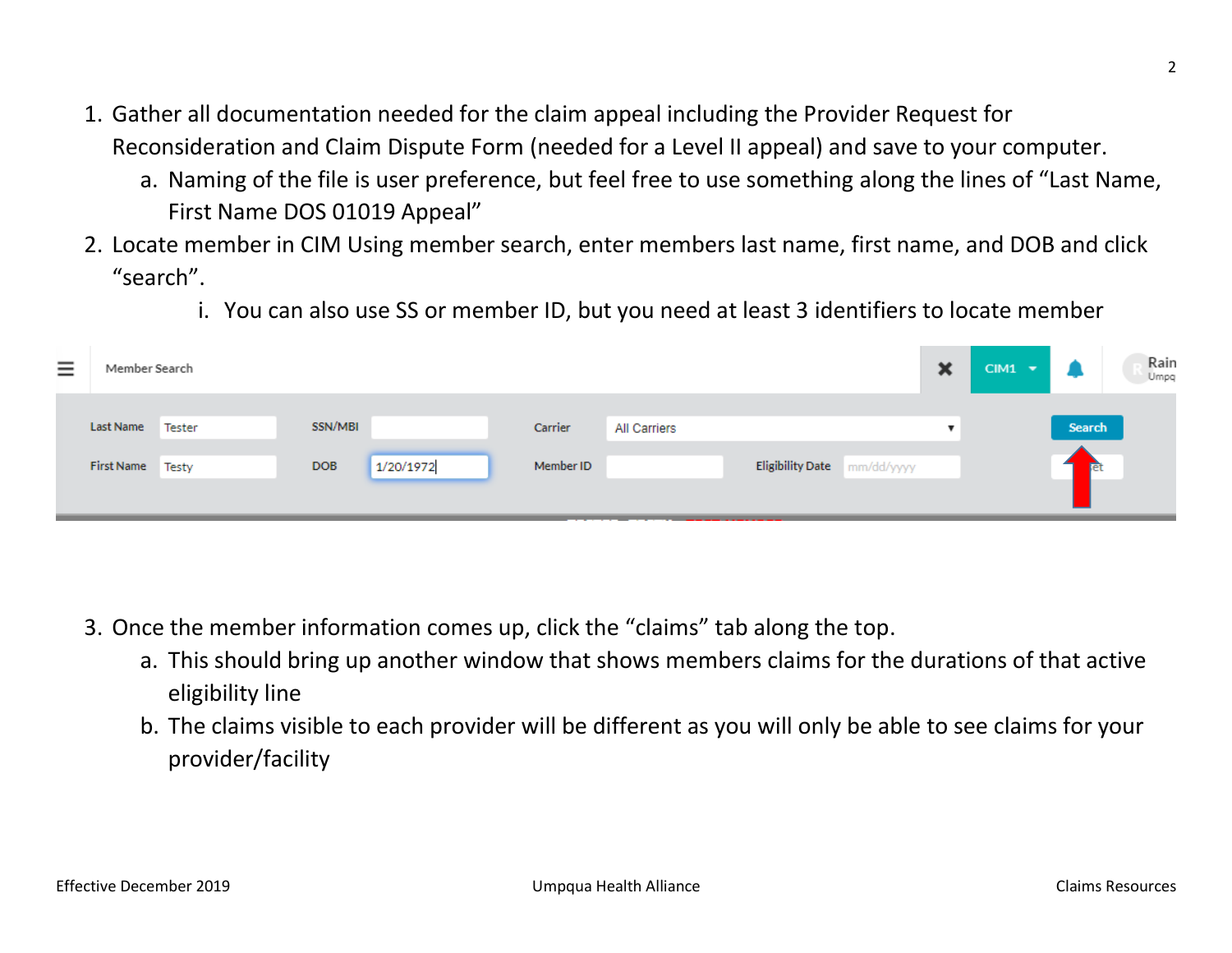1. Gather all documentation needed for the claim appeal including the Provider Request for Reconsideration and Claim Dispute Form (needed for a Level II appeal) and save to your computer.
   a. Naming of the file is user preference, but feel free to use something along the lines of "Last Name, First Name DOS 01019 Appeal"
2. Locate member in CIM Using member search, enter members last name, first name, and DOB and click "search".
   i. You can also use SS or member ID, but you need at least 3 identifiers to locate member
3. Once the member information comes up, click the "claims" tab along the top.
   a. This should bring up another window that shows members claims for the durations of that active eligibility line
   b. The claims visible to each provider will be different as you will only be able to see claims for your provider/facility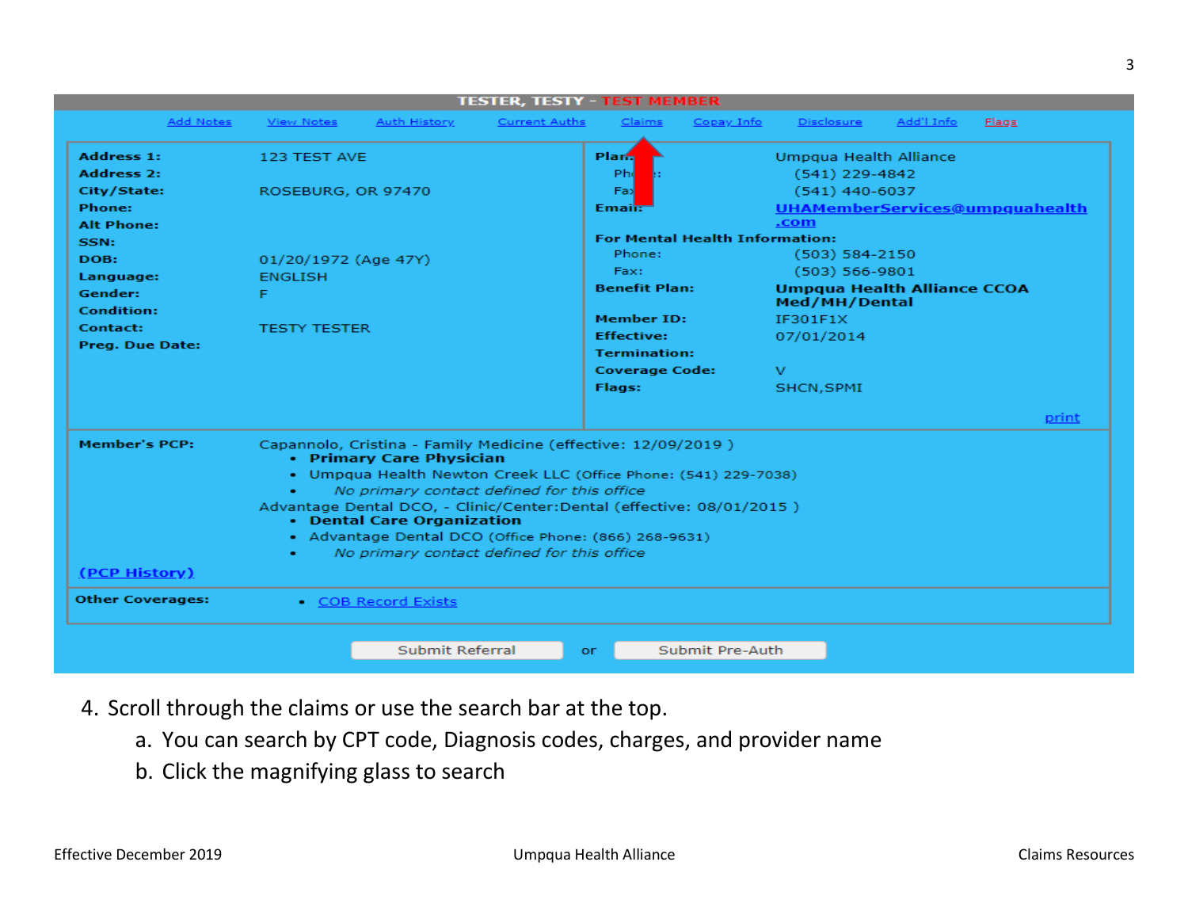**TESTER, TESTY - TEST MEMBER**

Add Notes | View Notes | Auth History | Current Auths | Claims | Copay Info | Disclosure | Add'l Info | Flags

| | |
|---|---|
| **Address 1:** | 123 TEST AVE |
| **Address 2:** | |
| **City/State:** | ROSEBURG, OR 97470 |
| **Phone:** | |
| **Alt Phone:** | |
| **SSN:** | |
| **DOB:** | 01/20/1972 (Age 47Y) |
| **Language:** | ENGLISH |
| **Gender:** | F |
| **Condition:** | |
| **Contact:** | TESTY TESTER |
| **Preg. Due Date:** | |

| | |
|---|---|
| **Plan:** | Umpqua Health Alliance |
| Phone: | (541) 229-4842 |
| Fax: | (541) 440-6037 |
| **Email:** | UHAMemberServices@umpquahealth.com |
| **For Mental Health Information:** | |
| Phone: | (503) 584-2150 |
| Fax: | (503) 566-9801 |
| **Benefit Plan:** | **Umpqua Health Alliance CCOA Med/MH/Dental** |
| **Member ID:** | IF301F1X |
| **Effective:** | 07/01/2014 |
| **Termination:** | |
| **Coverage Code:** | V |
| **Flags:** | SHCN,SPMI |

print

**Member's PCP:** Capannolo, Cristina - Family Medicine (effective: 12/09/2019 )
- **Primary Care Physician**
- Umpqua Health Newton Creek LLC (Office Phone: (541) 229-7038)
- *No primary contact defined for this office*

Advantage Dental DCO, - Clinic/Center:Dental (effective: 08/01/2015 )
- **Dental Care Organization**
- Advantage Dental DCO (Office Phone: (866) 268-9631)
- *No primary contact defined for this office*

(PCP History)

**Other Coverages:**
- COB Record Exists

Submit Referral or Submit Pre-Auth

4. Scroll through the claims or use the search bar at the top.
   a. You can search by CPT code, Diagnosis codes, charges, and provider name
   b. Click the magnifying glass to search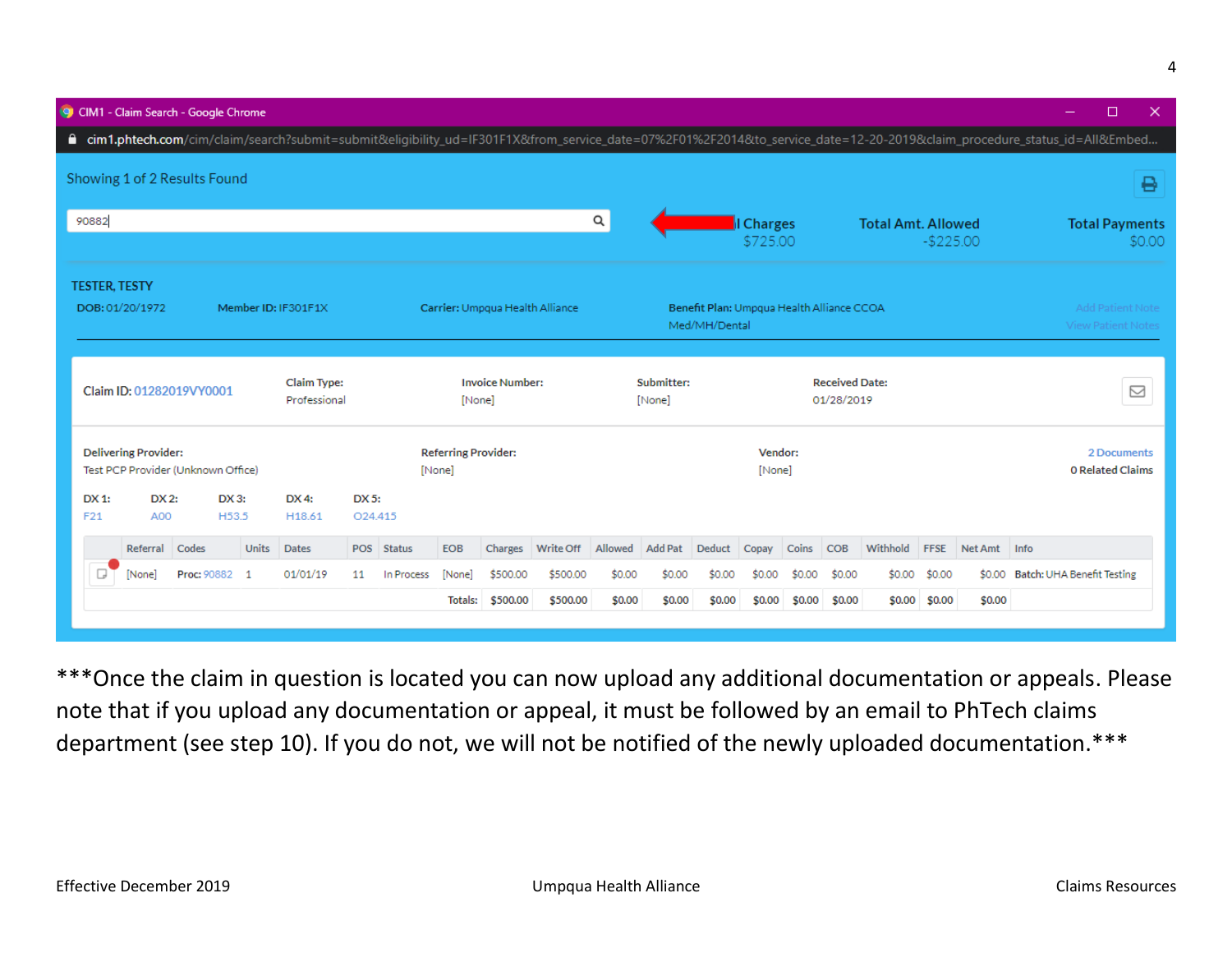CIM1 - Claim Search - Google Chrome

cim1.phtech.com/cim/claim/search?submit=submit&eligibility_ud=IF301F1X&from_service_date=07%2F01%2F2014&to_service_date=12-20-2019&claim_procedure_status_id=All&Embed...

Showing 1 of 2 Results Found

90882

| l Charges | Total Amt. Allowed | Total Payments |
|---|---|---|
| $725.00 | -$225.00 | $0.00 |

**TESTER, TESTY**

**DOB:** 01/20/1972 **Member ID:** IF301F1X **Carrier:** Umpqua Health Alliance **Benefit Plan:** Umpqua Health Alliance CCOA Med/MH/Dental

Add Patient Note
View Patient Notes

**Claim ID:** 01282019VY0001 **Claim Type:** Professional **Invoice Number:** [None] **Submitter:** [None] **Received Date:** 01/28/2019

**Delivering Provider:** Test PCP Provider (Unknown Office) **Referring Provider:** [None] **Vendor:** [None]

2 Documents
0 Related Claims

| DX 1: | DX 2: | DX 3: | DX 4: | DX 5: |
|---|---|---|---|---|
| F21 | A00 | H53.5 | H18.61 | O24.415 |

| | Referral | Codes | Units | Dates | POS | Status | EOB | Charges | Write Off | Allowed | Add Pat | Deduct | Copay | Coins | COB | Withhold | FFSE | Net Amt | Info |
|---|---|---|---|---|---|---|---|---|---|---|---|---|---|---|---|---|---|---|---|
| | [None] | Proc: 90882 | 1 | 01/01/19 | 11 | In Process | [None] | $500.00 | $500.00 | $0.00 | $0.00 | $0.00 | $0.00 | $0.00 | $0.00 | $0.00 | $0.00 | $0.00 | Batch: UHA Benefit Testing |
| | | | | | | | Totals: | $500.00 | $500.00 | $0.00 | $0.00 | $0.00 | $0.00 | $0.00 | $0.00 | $0.00 | $0.00 | $0.00 | |

***Once the claim in question is located you can now upload any additional documentation or appeals. Please note that if you upload any documentation or appeal, it must be followed by an email to PhTech claims department (see step 10). If you do not, we will not be notified of the newly uploaded documentation.***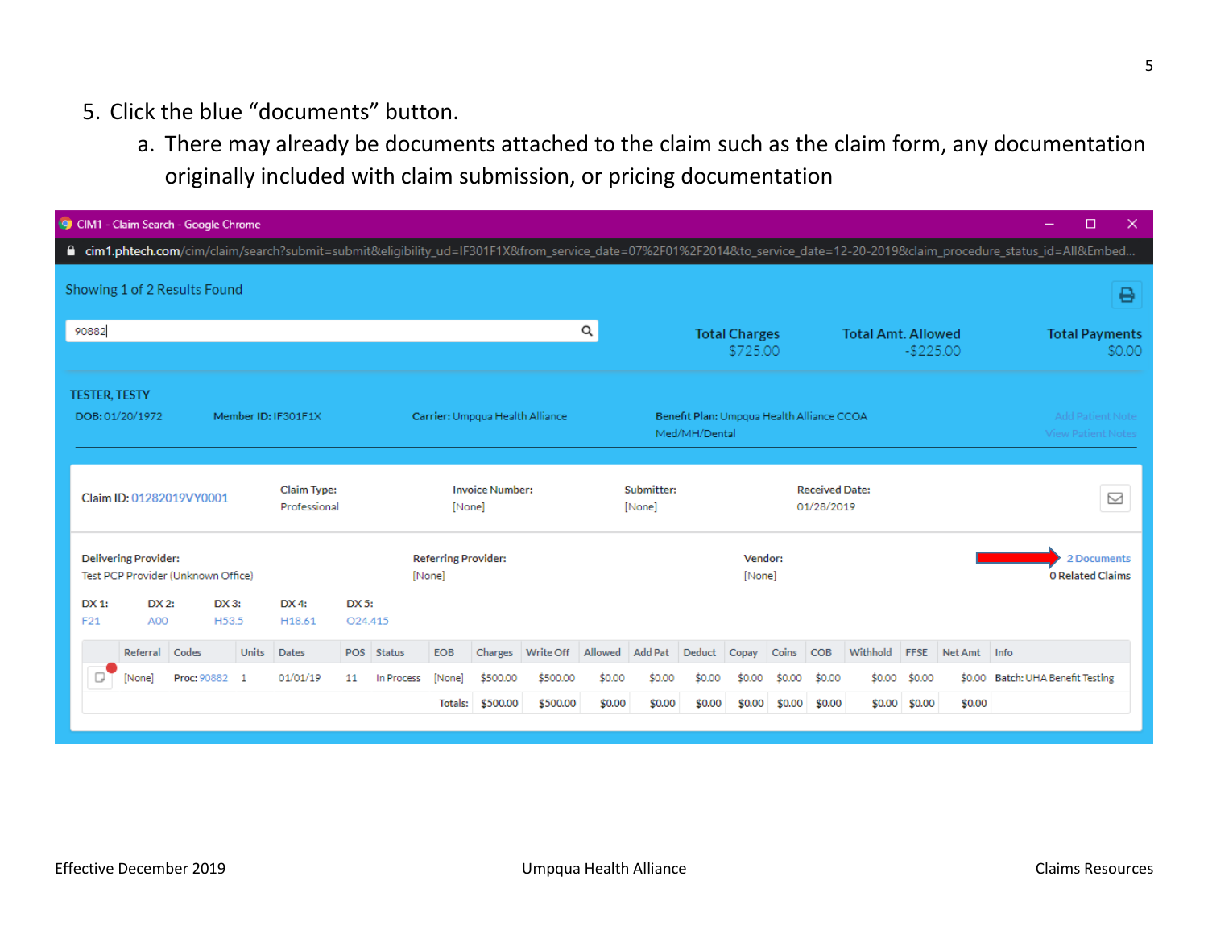5. Click the blue "documents" button.
   a. There may already be documents attached to the claim such as the claim form, any documentation originally included with claim submission, or pricing documentation

CIM1 - Claim Search - Google Chrome

cim1.phtech.com/cim/claim/search?submit=submit&eligibility_ud=IF301F1X&from_service_date=07%2F01%2F2014&to_service_date=12-20-2019&claim_procedure_status_id=All&Embed...

Showing 1 of 2 Results Found

90882

| Total Charges | Total Amt. Allowed | Total Payments |
|---|---|---|
| $725.00 | -$225.00 | $0.00 |

TESTER, TESTY

**DOB:** 01/20/1972 **Member ID:** IF301F1X **Carrier:** Umpqua Health Alliance **Benefit Plan:** Umpqua Health Alliance CCOA Med/MH/Dental

Add Patient Note
View Patient Notes

**Claim ID:** 01282019VY0001 **Claim Type:** Professional **Invoice Number:** [None] **Submitter:** [None] **Received Date:** 01/28/2019

**Delivering Provider:** Test PCP Provider (Unknown Office) **Referring Provider:** [None] **Vendor:** [None]

2 Documents
0 Related Claims

| DX 1: | DX 2: | DX 3: | DX 4: | DX 5: |
|---|---|---|---|---|
| F21 | A00 | H53.5 | H18.61 | O24.415 |

| | Referral | Codes | Units | Dates | POS | Status | EOB | Charges | Write Off | Allowed | Add Pat | Deduct | Copay | Coins | COB | Withhold | FFSE | Net Amt | Info |
|---|---|---|---|---|---|---|---|---|---|---|---|---|---|---|---|---|---|---|---|
| | [None] | Proc: 90882 | 1 | 01/01/19 | 11 | In Process | [None] | $500.00 | $500.00 | $0.00 | $0.00 | $0.00 | $0.00 | $0.00 | $0.00 | $0.00 | $0.00 | $0.00 | Batch: UHA Benefit Testing |
| | | | | | | | Totals: | $500.00 | $500.00 | $0.00 | $0.00 | $0.00 | $0.00 | $0.00 | $0.00 | $0.00 | $0.00 | $0.00 | |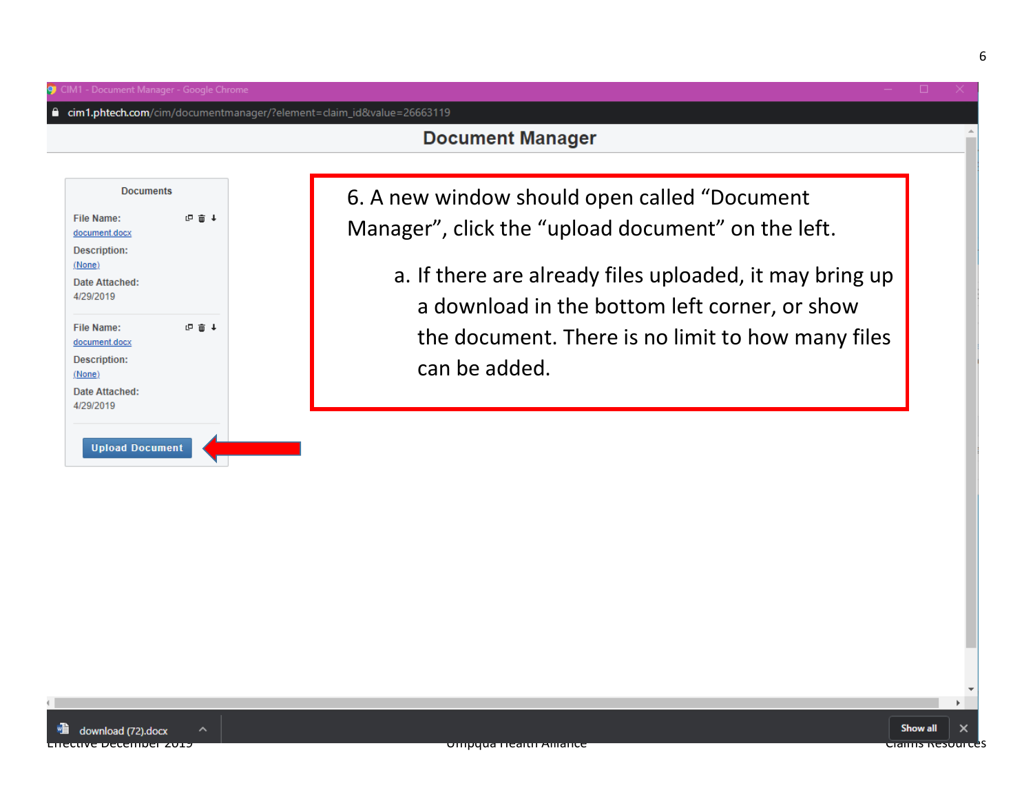6. A new window should open called "Document Manager", click the "upload document" on the left.

   a. If there are already files uploaded, it may bring up a download in the bottom left corner, or show the document. There is no limit to how many files can be added.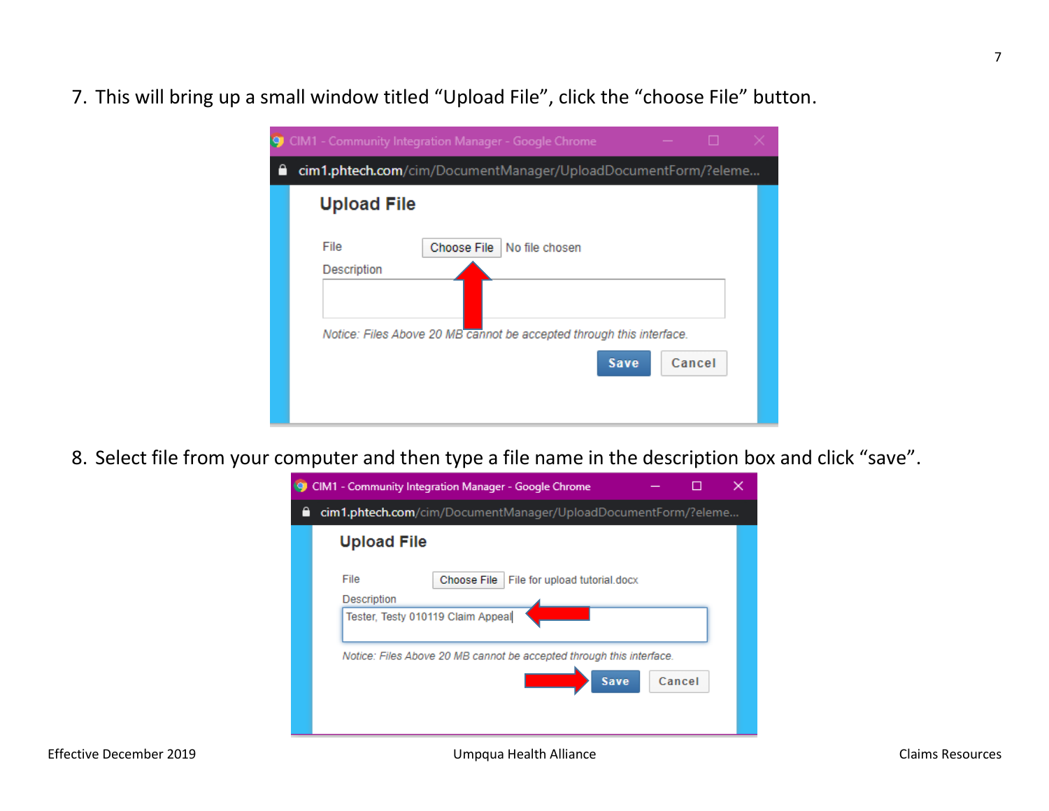7. This will bring up a small window titled "Upload File", click the "choose File" button.

8. Select file from your computer and then type a file name in the description box and click "save".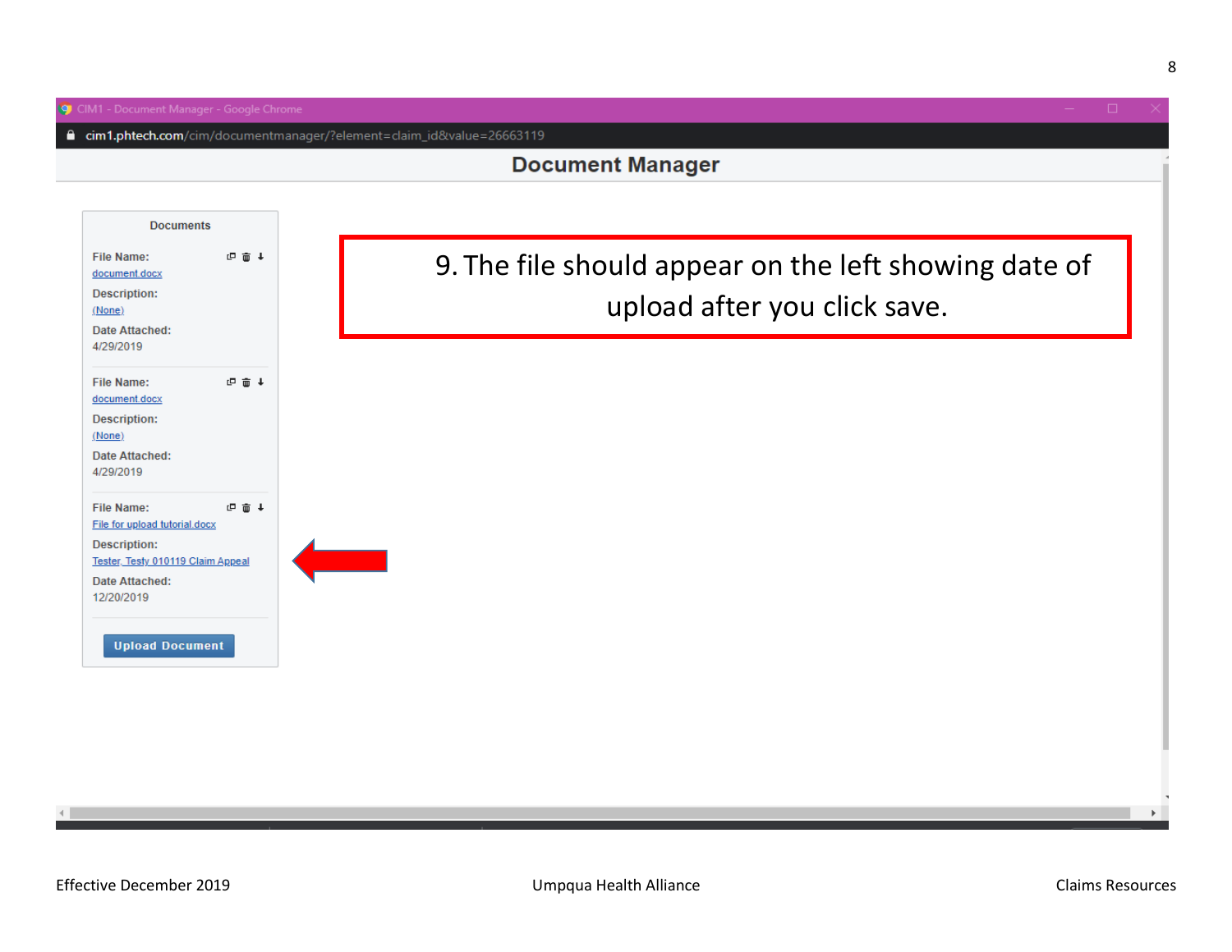CIM1 - Document Manager - Google Chrome

cim1.phtech.com/cim/documentmanager/?element=claim_id&value=26663119

# Document Manager

**Documents**

**File Name:**
document.docx
**Description:**
(None)
**Date Attached:**
4/29/2019

**File Name:**
document.docx
**Description:**
(None)
**Date Attached:**
4/29/2019

**File Name:**
File for upload tutorial.docx
**Description:**
Tester, Testy 010119 Claim Appeal
**Date Attached:**
12/20/2019

Upload Document

9. The file should appear on the left showing date of upload after you click save.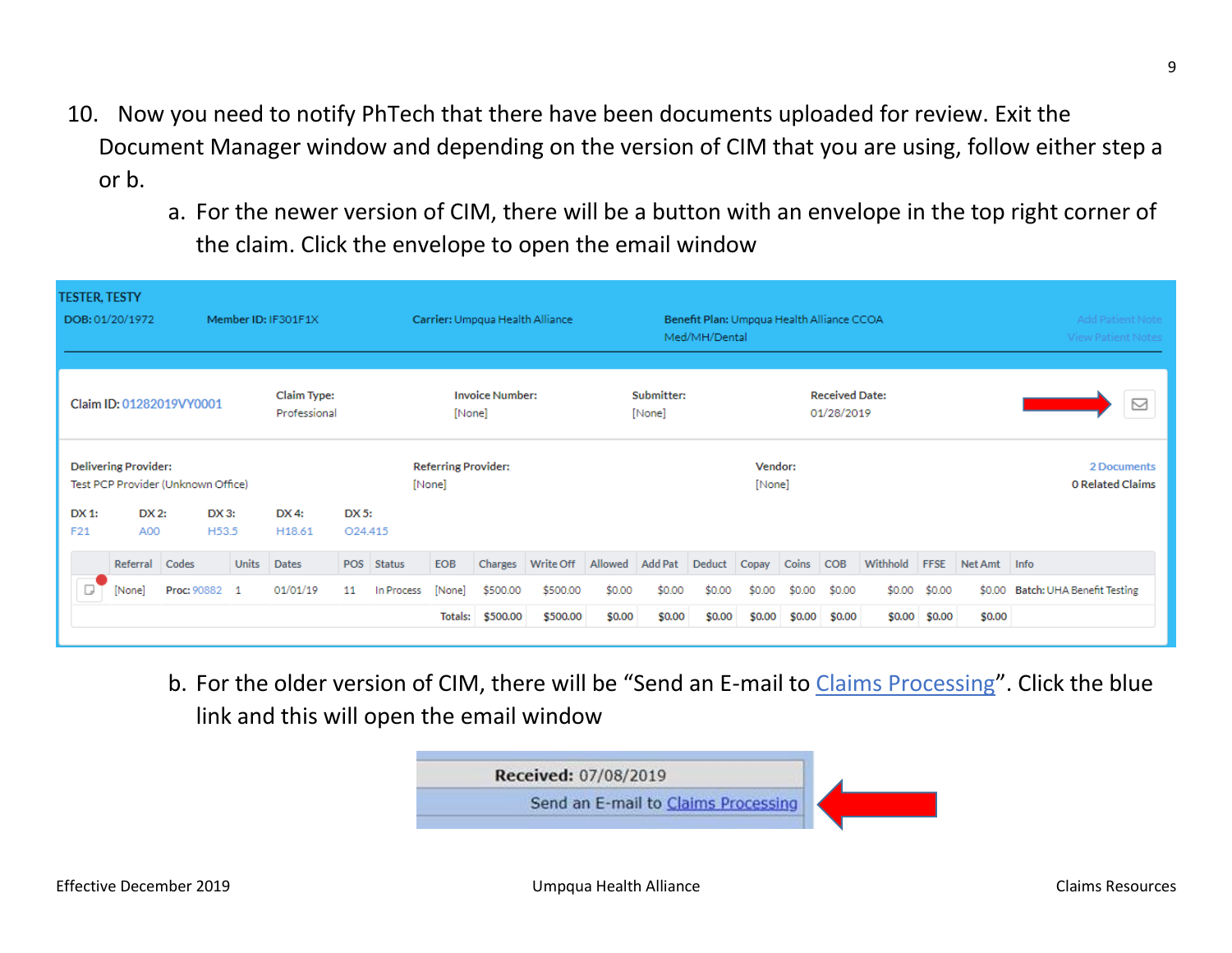10. Now you need to notify PhTech that there have been documents uploaded for review. Exit the Document Manager window and depending on the version of CIM that you are using, follow either step a or b.

    a. For the newer version of CIM, there will be a button with an envelope in the top right corner of the claim. Click the envelope to open the email window

    b. For the older version of CIM, there will be "Send an E-mail to Claims Processing". Click the blue link and this will open the email window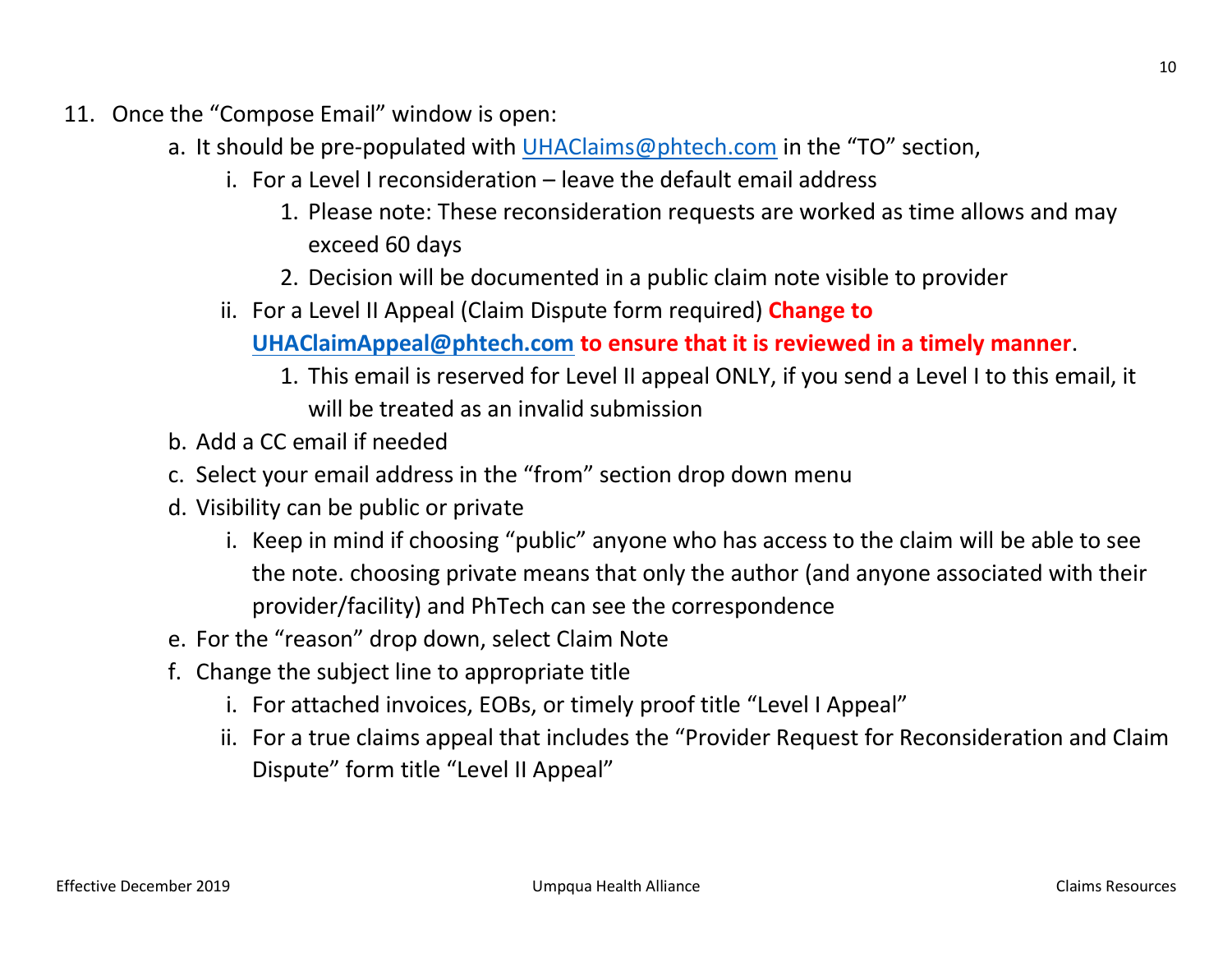11. Once the "Compose Email" window is open:
    a. It should be pre-populated with UHAClaims@phtech.com in the "TO" section,
        i. For a Level I reconsideration – leave the default email address
            1. Please note: These reconsideration requests are worked as time allows and may exceed 60 days
            2. Decision will be documented in a public claim note visible to provider
        ii. For a Level II Appeal (Claim Dispute form required) **Change to UHAClaimAppeal@phtech.com to ensure that it is reviewed in a timely manner**.
            1. This email is reserved for Level II appeal ONLY, if you send a Level I to this email, it will be treated as an invalid submission
    b. Add a CC email if needed
    c. Select your email address in the "from" section drop down menu
    d. Visibility can be public or private
        i. Keep in mind if choosing "public" anyone who has access to the claim will be able to see the note. choosing private means that only the author (and anyone associated with their provider/facility) and PhTech can see the correspondence
    e. For the "reason" drop down, select Claim Note
    f. Change the subject line to appropriate title
        i. For attached invoices, EOBs, or timely proof title "Level I Appeal"
        ii. For a true claims appeal that includes the "Provider Request for Reconsideration and Claim Dispute" form title "Level II Appeal"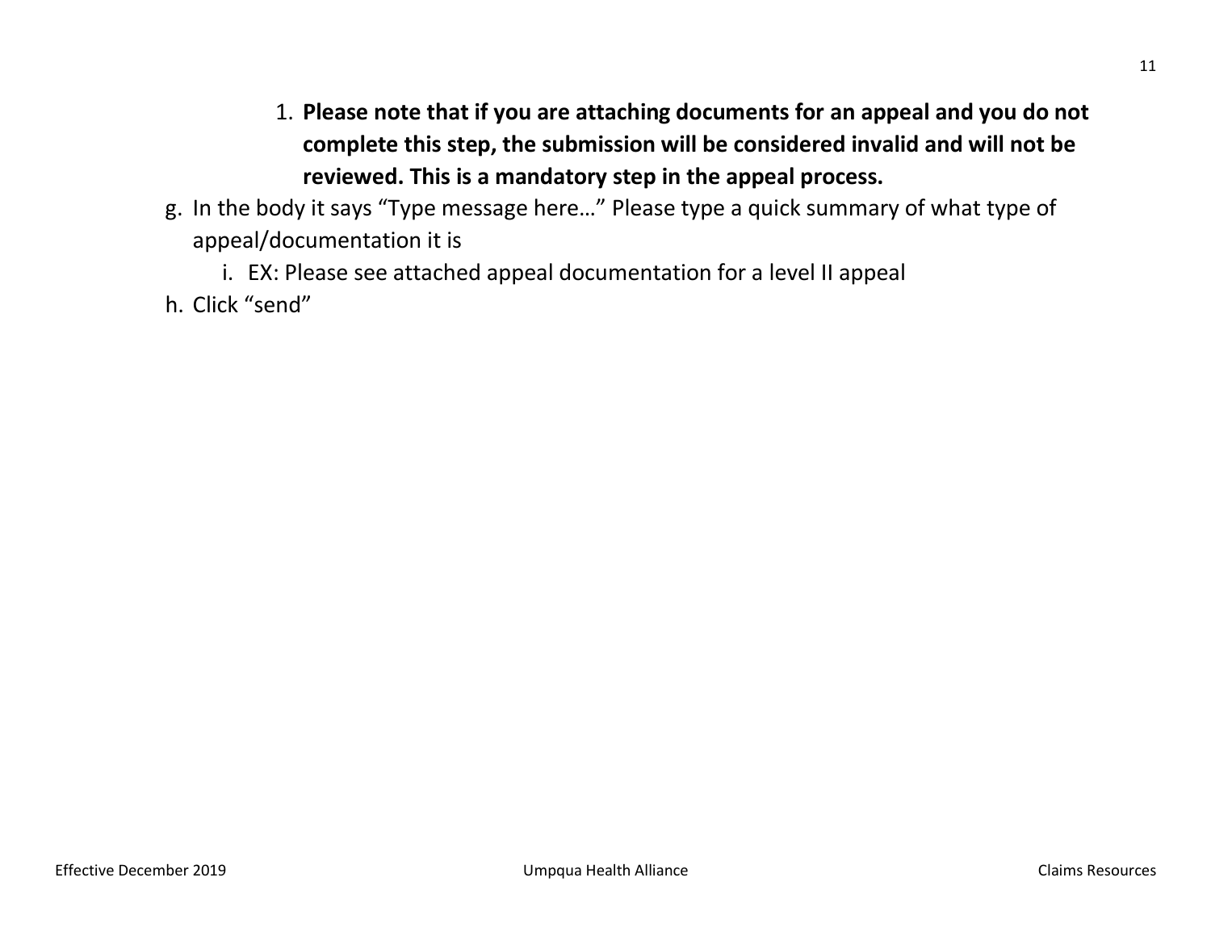1. **Please note that if you are attaching documents for an appeal and you do not complete this step, the submission will be considered invalid and will not be reviewed. This is a mandatory step in the appeal process.**

g. In the body it says "Type message here…" Please type a quick summary of what type of appeal/documentation it is

    i. EX: Please see attached appeal documentation for a level II appeal

h. Click "send"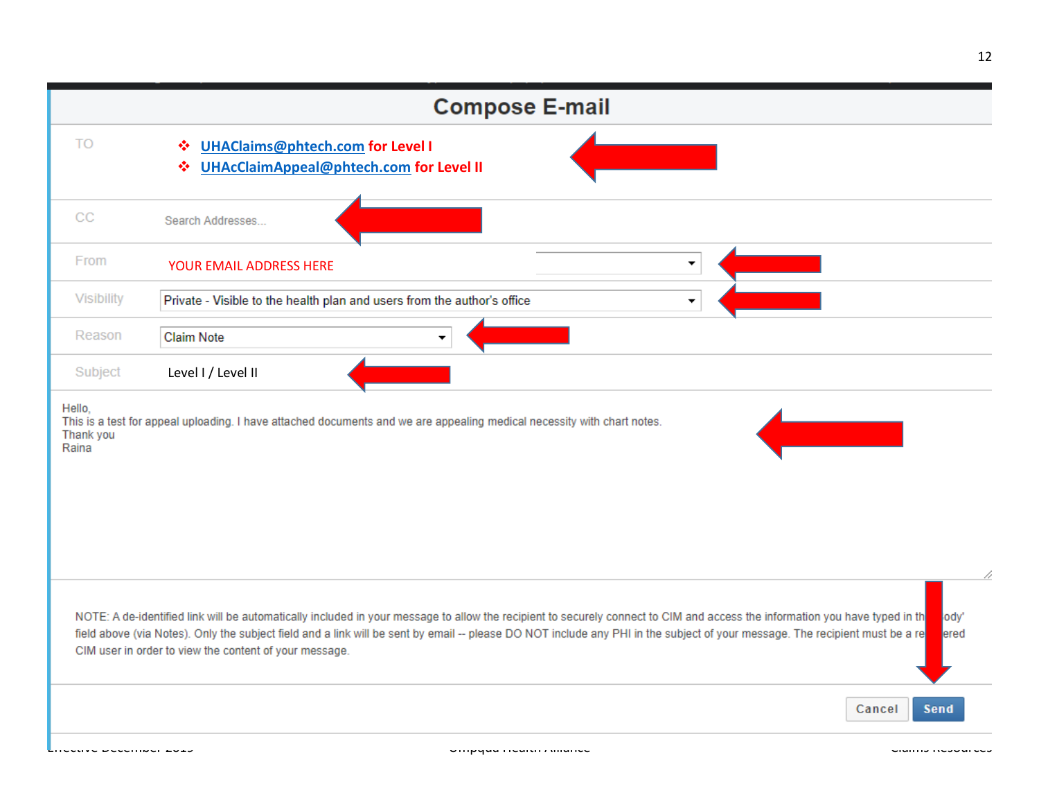## Compose E-mail

**TO**

- [UHAClaims@phtech.com](mailto:UHAClaims@phtech.com) **for Level I**
- [UHAcClaimAppeal@phtech.com](mailto:UHAcClaimAppeal@phtech.com) **for Level II**

**CC**: Search Addresses...

**From**: YOUR EMAIL ADDRESS HERE

**Visibility**: Private - Visible to the health plan and users from the author's office

**Reason**: Claim Note

**Subject**: Level I / Level II

Hello,
This is a test for appeal uploading. I have attached documents and we are appealing medical necessity with chart notes.
Thank you
Raina

NOTE: A de-identified link will be automatically included in your message to allow the recipient to securely connect to CIM and access the information you have typed in the 'body' field above (via Notes). Only the subject field and a link will be sent by email -- please DO NOT include any PHI in the subject of your message. The recipient must be a registered CIM user in order to view the content of your message.

Cancel | Send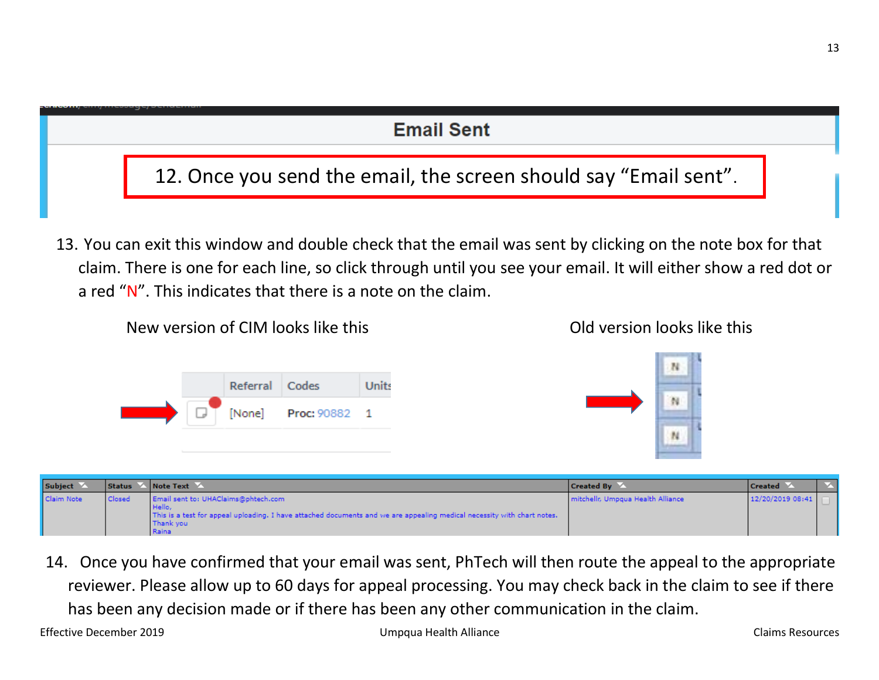**Email Sent**

12. Once you send the email, the screen should say "Email sent".

13. You can exit this window and double check that the email was sent by clicking on the note box for that claim. There is one for each line, so click through until you see your email. It will either show a red dot or a red "N". This indicates that there is a note on the claim.

New version of CIM looks like this

| | Referral | Codes | Units |
|---|---|---|---|
| | [None] | Proc: 90882 | 1 |

Old version looks like this

| Subject | Status | Note Text | Created By | Created | |
|---|---|---|---|---|---|
| Claim Note | Closed | Email sent to: UHAClaims@phtech.com Hello, This is a test for appeal uploading. I have attached documents and we are appealing medical necessity with chart notes. Thank you Raina | mitchellr, Umpqua Health Alliance | 12/20/2019 08:41 | |

14. Once you have confirmed that your email was sent, PhTech will then route the appeal to the appropriate reviewer. Please allow up to 60 days for appeal processing. You may check back in the claim to see if there has been any decision made or if there has been any other communication in the claim.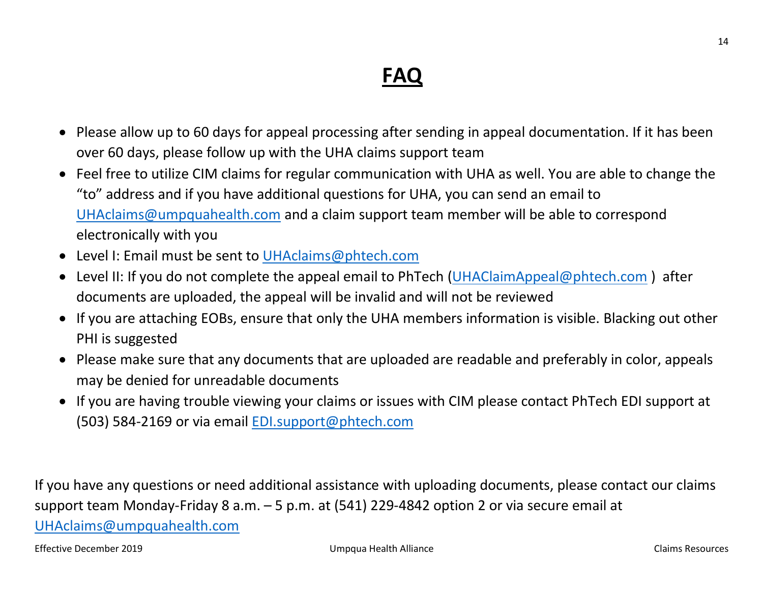# FAQ

- Please allow up to 60 days for appeal processing after sending in appeal documentation. If it has been over 60 days, please follow up with the UHA claims support team
- Feel free to utilize CIM claims for regular communication with UHA as well. You are able to change the "to" address and if you have additional questions for UHA, you can send an email to UHAclaims@umpquahealth.com and a claim support team member will be able to correspond electronically with you
- Level I: Email must be sent to UHAclaims@phtech.com
- Level II: If you do not complete the appeal email to PhTech (UHAClaimAppeal@phtech.com ) after documents are uploaded, the appeal will be invalid and will not be reviewed
- If you are attaching EOBs, ensure that only the UHA members information is visible. Blacking out other PHI is suggested
- Please make sure that any documents that are uploaded are readable and preferably in color, appeals may be denied for unreadable documents
- If you are having trouble viewing your claims or issues with CIM please contact PhTech EDI support at (503) 584-2169 or via email EDI.support@phtech.com

If you have any questions or need additional assistance with uploading documents, please contact our claims support team Monday-Friday 8 a.m. – 5 p.m. at (541) 229-4842 option 2 or via secure email at UHAclaims@umpquahealth.com